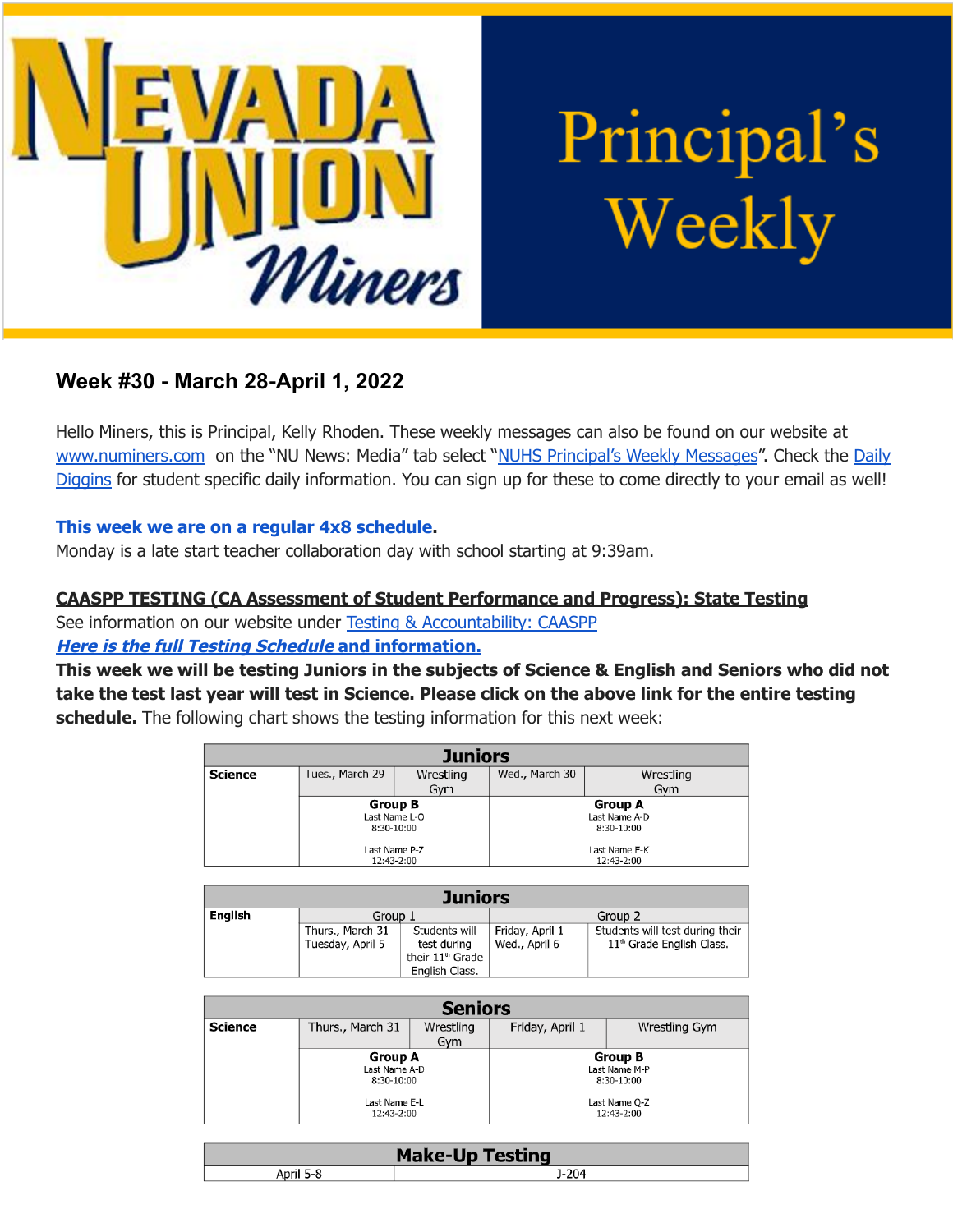# Nevada Union Miners Principal's Weekly

## Week #30 - March 28-April 1, 2022

Hello Miners, this is Principal, Kelly Rhoden. These weekly messages can also be found on our website at www.numiners.com on the "NU News: Media" tab select "NUHS Principal's Weekly Messages". Check the Daily Diggins for student specific daily information. You can sign up for these to come directly to your email as well!

**This week we are on a regular 4x8 schedule.**
Monday is a late start teacher collaboration day with school starting at 9:39am.

**CAASPP TESTING (CA Assessment of Student Performance and Progress): State Testing**
See information on our website under Testing & Accountability: CAASPP
***Here is the full Testing Schedule* and information.**
**This week we will be testing Juniors in the subjects of Science & English and Seniors who did not take the test last year will test in Science. Please click on the above link for the entire testing schedule.** The following chart shows the testing information for this next week:

| Juniors | | | | |
|---|---|---|---|---|
| **Science** | Tues., March 29 | Wrestling Gym | Wed., March 30 | Wrestling Gym |
| | **Group B**<br>Last Name L-O<br>8:30-10:00<br><br>Last Name P-Z<br>12:43-2:00 | | **Group A**<br>Last Name A-D<br>8:30-10:00<br><br>Last Name E-K<br>12:43-2:00 | |

| Juniors | | | | |
|---|---|---|---|---|
| **English** | Group 1 | | Group 2 | |
| | Thurs., March 31<br>Tuesday, April 5 | Students will test during their 11th Grade English Class. | Friday, April 1<br>Wed., April 6 | Students will test during their 11th Grade English Class. |

| Seniors | | | | |
|---|---|---|---|---|
| **Science** | Thurs., March 31 | Wrestling Gym | Friday, April 1 | Wrestling Gym |
| | **Group A**<br>Last Name A-D<br>8:30-10:00<br><br>Last Name E-L<br>12:43-2:00 | | **Group B**<br>Last Name M-P<br>8:30-10:00<br><br>Last Name Q-Z<br>12:43-2:00 | |

| Make-Up Testing | |
|---|---|
| April 5-8 | J-204 |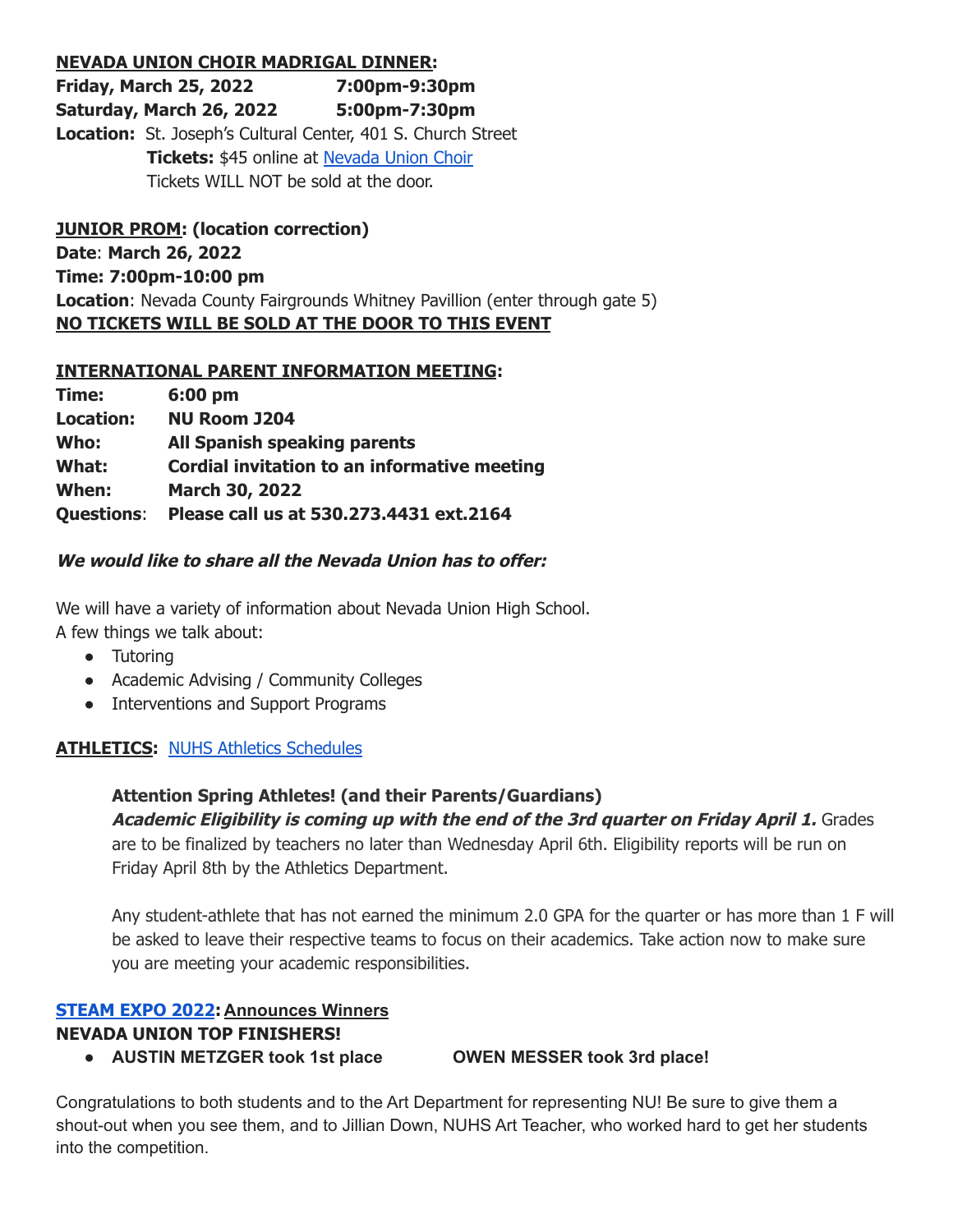**<u>NEVADA UNION CHOIR MADRIGAL DINNER</u>:**

**Friday, March 25, 2022** **7:00pm-9:30pm**
**Saturday, March 26, 2022** **5:00pm-7:30pm**
**Location:** St. Joseph's Cultural Center, 401 S. Church Street
**Tickets:** $45 online at [Nevada Union Choir]
Tickets WILL NOT be sold at the door.

**<u>JUNIOR PROM</u>: (location correction)**
**Date**: **March 26, 2022**
**Time: 7:00pm-10:00 pm**
**Location**: Nevada County Fairgrounds Whitney Pavillion (enter through gate 5)
**<u>NO TICKETS WILL BE SOLD AT THE DOOR TO THIS EVENT</u>**

**<u>INTERNATIONAL PARENT INFORMATION MEETING</u>:**

**Time:** **6:00 pm**
**Location:** **NU Room J204**
**Who:** **All Spanish speaking parents**
**What:** **Cordial invitation to an informative meeting**
**When:** **March 30, 2022**
**Questions**: **Please call us at 530.273.4431 ext.2164**

***We would like to share all the Nevada Union has to offer:***

We will have a variety of information about Nevada Union High School.
A few things we talk about:

- Tutoring
- Academic Advising / Community Colleges
- Interventions and Support Programs

**<u>ATHLETICS</u>:** [NUHS Athletics Schedules]

**Attention Spring Athletes! (and their Parents/Guardians)**
***Academic Eligibility is coming up with the end of the 3rd quarter on Friday April 1.*** Grades are to be finalized by teachers no later than Wednesday April 6th. Eligibility reports will be run on Friday April 8th by the Athletics Department.

Any student-athlete that has not earned the minimum 2.0 GPA for the quarter or has more than 1 F will be asked to leave their respective teams to focus on their academics. Take action now to make sure you are meeting your academic responsibilities.

**[STEAM EXPO 2022]: <u>Announces Winners</u>**
**NEVADA UNION TOP FINISHERS!**

- **AUSTIN METZGER took 1st place** **OWEN MESSER took 3rd place!**

Congratulations to both students and to the Art Department for representing NU! Be sure to give them a shout-out when you see them, and to Jillian Down, NUHS Art Teacher, who worked hard to get her students into the competition.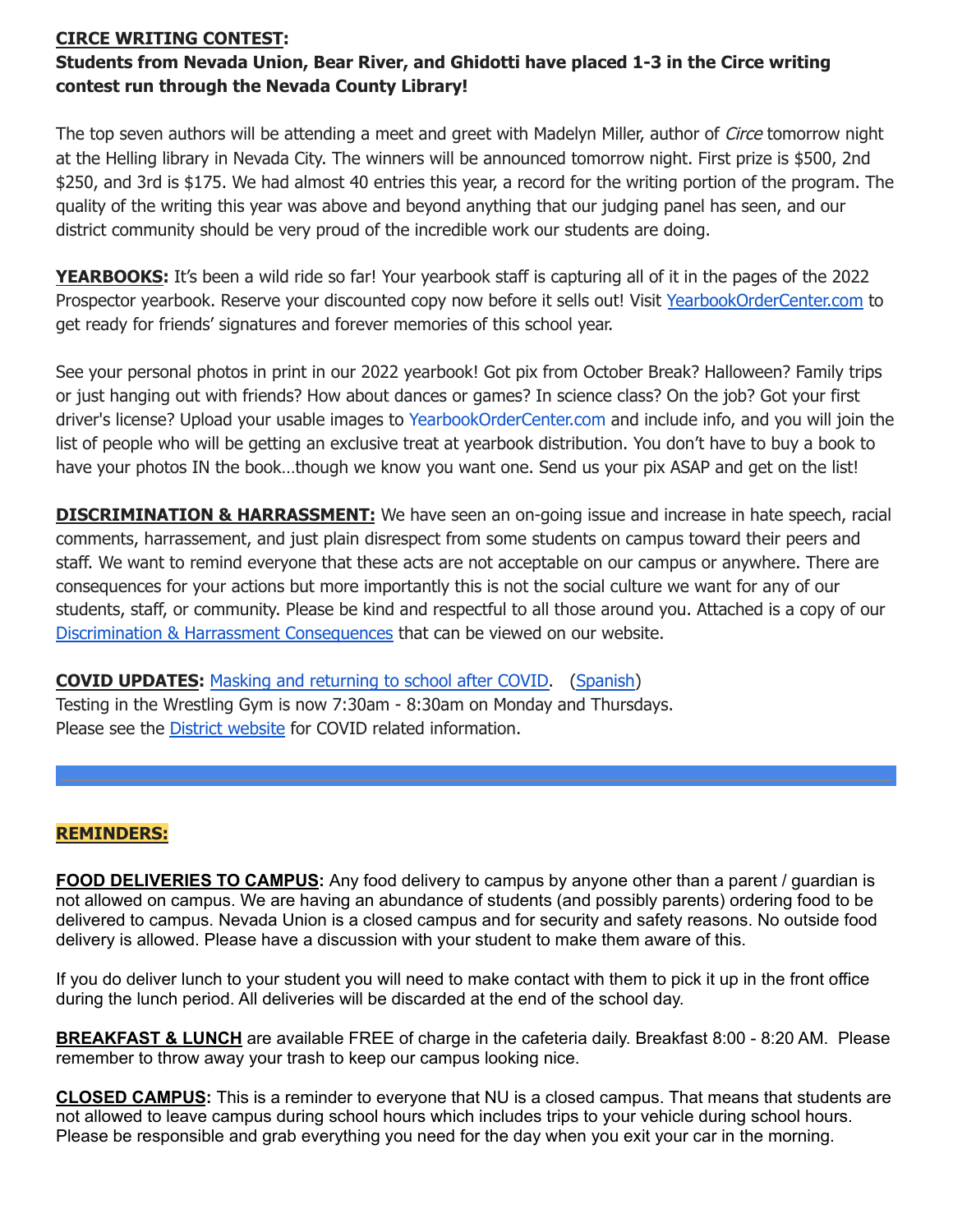**CIRCE WRITING CONTEST:**

**Students from Nevada Union, Bear River, and Ghidotti have placed 1-3 in the Circe writing contest run through the Nevada County Library!**

The top seven authors will be attending a meet and greet with Madelyn Miller, author of *Circe* tomorrow night at the Helling library in Nevada City. The winners will be announced tomorrow night. First prize is $500, 2nd $250, and 3rd is $175. We had almost 40 entries this year, a record for the writing portion of the program. The quality of the writing this year was above and beyond anything that our judging panel has seen, and our district community should be very proud of the incredible work our students are doing.

**YEARBOOKS:** It's been a wild ride so far! Your yearbook staff is capturing all of it in the pages of the 2022 Prospector yearbook. Reserve your discounted copy now before it sells out! Visit [YearbookOrderCenter.com](YearbookOrderCenter.com) to get ready for friends' signatures and forever memories of this school year.

See your personal photos in print in our 2022 yearbook! Got pix from October Break? Halloween? Family trips or just hanging out with friends? How about dances or games? In science class? On the job? Got your first driver's license? Upload your usable images to YearbookOrderCenter.com and include info, and you will join the list of people who will be getting an exclusive treat at yearbook distribution. You don't have to buy a book to have your photos IN the book…though we know you want one. Send us your pix ASAP and get on the list!

**DISCRIMINATION & HARRASSMENT:** We have seen an on-going issue and increase in hate speech, racial comments, harrassement, and just plain disrespect from some students on campus toward their peers and staff. We want to remind everyone that these acts are not acceptable on our campus or anywhere. There are consequences for your actions but more importantly this is not the social culture we want for any of our students, staff, or community. Please be kind and respectful to all those around you. Attached is a copy of our Discrimination & Harrassment Consequences that can be viewed on our website.

**COVID UPDATES:** Masking and returning to school after COVID. (Spanish)
Testing in the Wrestling Gym is now 7:30am - 8:30am on Monday and Thursdays.
Please see the District website for COVID related information.

---

**REMINDERS:**

**FOOD DELIVERIES TO CAMPUS:** Any food delivery to campus by anyone other than a parent / guardian is not allowed on campus. We are having an abundance of students (and possibly parents) ordering food to be delivered to campus. Nevada Union is a closed campus and for security and safety reasons. No outside food delivery is allowed. Please have a discussion with your student to make them aware of this.

If you do deliver lunch to your student you will need to make contact with them to pick it up in the front office during the lunch period. All deliveries will be discarded at the end of the school day.

**BREAKFAST & LUNCH** are available FREE of charge in the cafeteria daily. Breakfast 8:00 - 8:20 AM. Please remember to throw away your trash to keep our campus looking nice.

**CLOSED CAMPUS:** This is a reminder to everyone that NU is a closed campus. That means that students are not allowed to leave campus during school hours which includes trips to your vehicle during school hours. Please be responsible and grab everything you need for the day when you exit your car in the morning.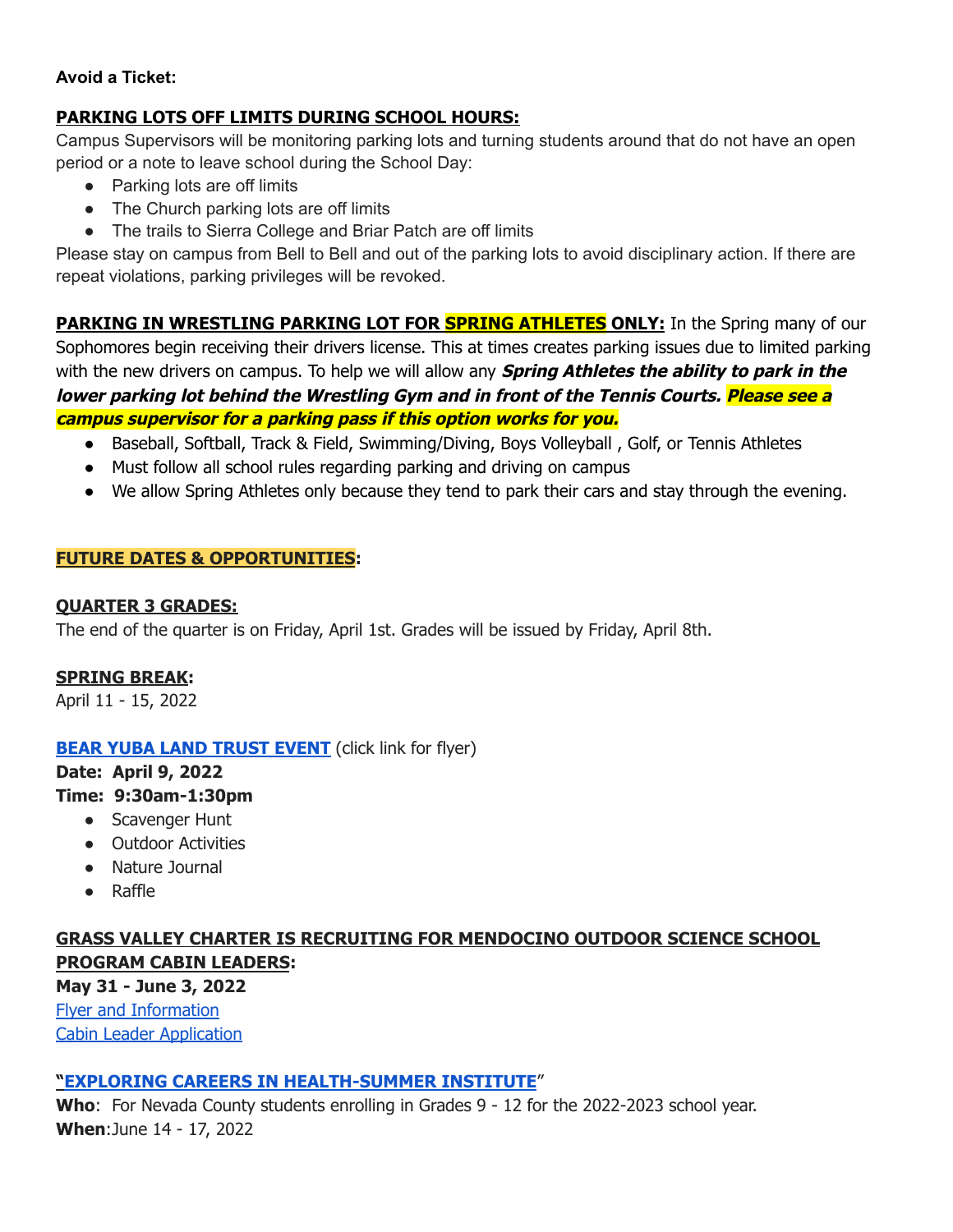**Avoid a Ticket:**

**PARKING LOTS OFF LIMITS DURING SCHOOL HOURS:**

Campus Supervisors will be monitoring parking lots and turning students around that do not have an open period or a note to leave school during the School Day:

- Parking lots are off limits
- The Church parking lots are off limits
- The trails to Sierra College and Briar Patch are off limits

Please stay on campus from Bell to Bell and out of the parking lots to avoid disciplinary action. If there are repeat violations, parking privileges will be revoked.

**PARKING IN WRESTLING PARKING LOT FOR SPRING ATHLETES ONLY:** In the Spring many of our Sophomores begin receiving their drivers license. This at times creates parking issues due to limited parking with the new drivers on campus. To help we will allow any ***Spring Athletes the ability to park in the lower parking lot behind the Wrestling Gym and in front of the Tennis Courts. Please see a campus supervisor for a parking pass if this option works for you.***

- Baseball, Softball, Track & Field, Swimming/Diving, Boys Volleyball , Golf, or Tennis Athletes
- Must follow all school rules regarding parking and driving on campus
- We allow Spring Athletes only because they tend to park their cars and stay through the evening.

**FUTURE DATES & OPPORTUNITIES:**

**QUARTER 3 GRADES:**

The end of the quarter is on Friday, April 1st. Grades will be issued by Friday, April 8th.

**SPRING BREAK:**

April 11 - 15, 2022

**BEAR YUBA LAND TRUST EVENT** (click link for flyer)

**Date: April 9, 2022**

**Time: 9:30am-1:30pm**

- Scavenger Hunt
- Outdoor Activities
- Nature Journal
- Raffle

**GRASS VALLEY CHARTER IS RECRUITING FOR MENDOCINO OUTDOOR SCIENCE SCHOOL PROGRAM CABIN LEADERS:**

**May 31 - June 3, 2022**

Flyer and Information

Cabin Leader Application

**"EXPLORING CAREERS IN HEALTH-SUMMER INSTITUTE"**

**Who**: For Nevada County students enrolling in Grades 9 - 12 for the 2022-2023 school year.

**When**:June 14 - 17, 2022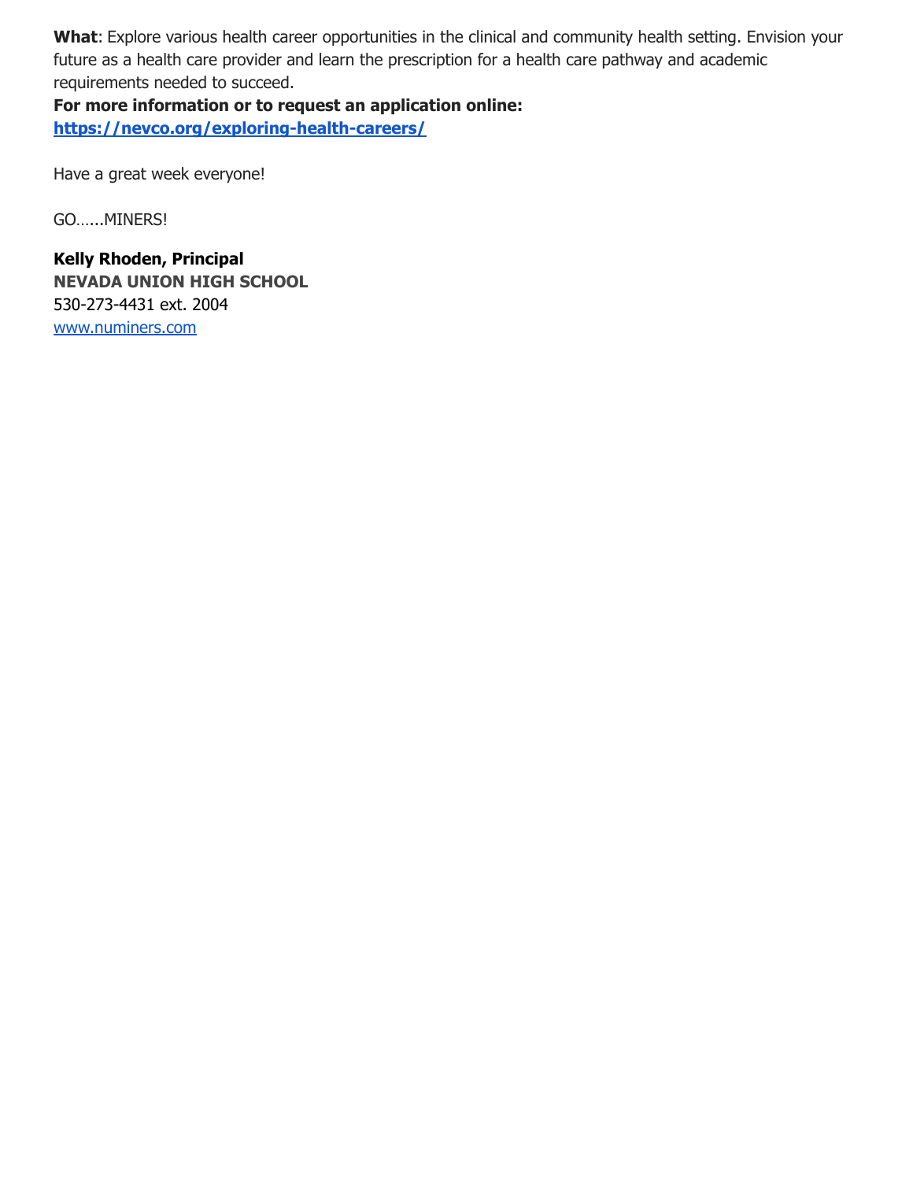**What**: Explore various health career opportunities in the clinical and community health setting. Envision your future as a health care provider and learn the prescription for a health care pathway and academic requirements needed to succeed.

**For more information or to request an application online:**
**https://nevco.org/exploring-health-careers/**

Have a great week everyone!

GO…...MINERS!

**Kelly Rhoden, Principal**
**NEVADA UNION HIGH SCHOOL**
530-273-4431 ext. 2004
www.numiners.com